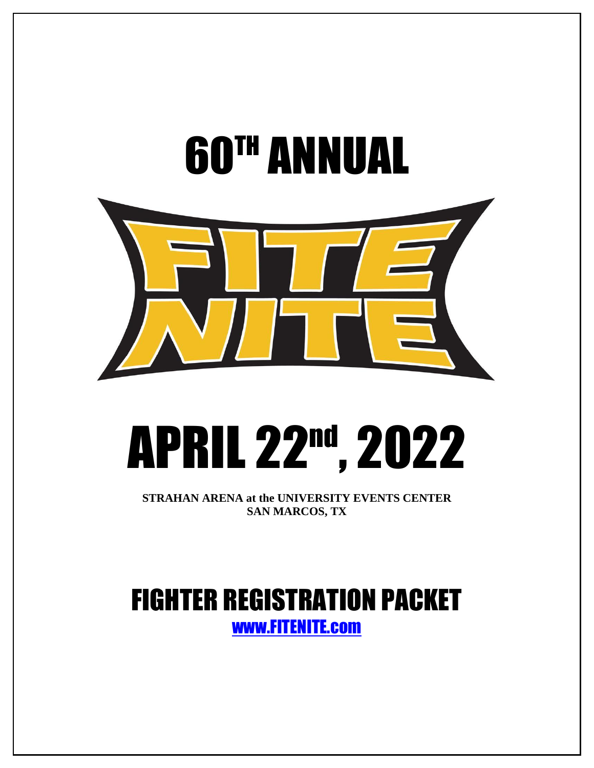# 60TH ANNUAL

# FITE NITE

# APRIL 22nd, 2022

**STRAHAN ARENA at the UNIVERSITY EVENTS CENTER**
**SAN MARCOS, TX**

# FIGHTER REGISTRATION PACKET

[www.FITENITE.com](http://www.FITENITE.com)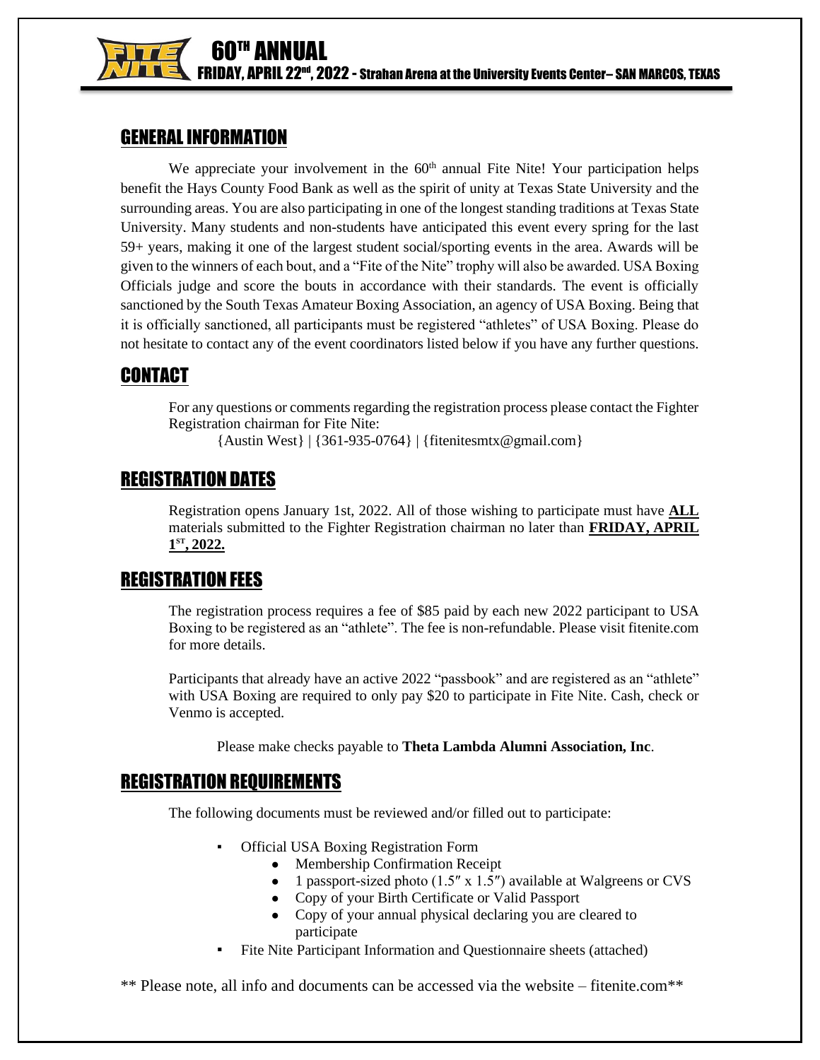60TH ANNUAL
FRIDAY, APRIL 22nd, 2022 - Strahan Arena at the University Events Center– SAN MARCOS, TEXAS

## GENERAL INFORMATION

We appreciate your involvement in the 60th annual Fite Nite! Your participation helps benefit the Hays County Food Bank as well as the spirit of unity at Texas State University and the surrounding areas. You are also participating in one of the longest standing traditions at Texas State University. Many students and non-students have anticipated this event every spring for the last 59+ years, making it one of the largest student social/sporting events in the area. Awards will be given to the winners of each bout, and a "Fite of the Nite" trophy will also be awarded. USA Boxing Officials judge and score the bouts in accordance with their standards. The event is officially sanctioned by the South Texas Amateur Boxing Association, an agency of USA Boxing. Being that it is officially sanctioned, all participants must be registered "athletes" of USA Boxing. Please do not hesitate to contact any of the event coordinators listed below if you have any further questions.

## CONTACT

For any questions or comments regarding the registration process please contact the Fighter Registration chairman for Fite Nite:

{Austin West} | {361-935-0764} | {fitenitesmtx@gmail.com}

## REGISTRATION DATES

Registration opens January 1st, 2022. All of those wishing to participate must have **ALL** materials submitted to the Fighter Registration chairman no later than **FRIDAY, APRIL 1ST, 2022.**

## REGISTRATION FEES

The registration process requires a fee of $85 paid by each new 2022 participant to USA Boxing to be registered as an "athlete". The fee is non-refundable. Please visit fitenite.com for more details.

Participants that already have an active 2022 "passbook" and are registered as an "athlete" with USA Boxing are required to only pay $20 to participate in Fite Nite. Cash, check or Venmo is accepted.

Please make checks payable to **Theta Lambda Alumni Association, Inc**.

## REGISTRATION REQUIREMENTS

The following documents must be reviewed and/or filled out to participate:

- Official USA Boxing Registration Form
  - Membership Confirmation Receipt
  - 1 passport-sized photo (1.5″ x 1.5″) available at Walgreens or CVS
  - Copy of your Birth Certificate or Valid Passport
  - Copy of your annual physical declaring you are cleared to participate
- Fite Nite Participant Information and Questionnaire sheets (attached)

** Please note, all info and documents can be accessed via the website – fitenite.com**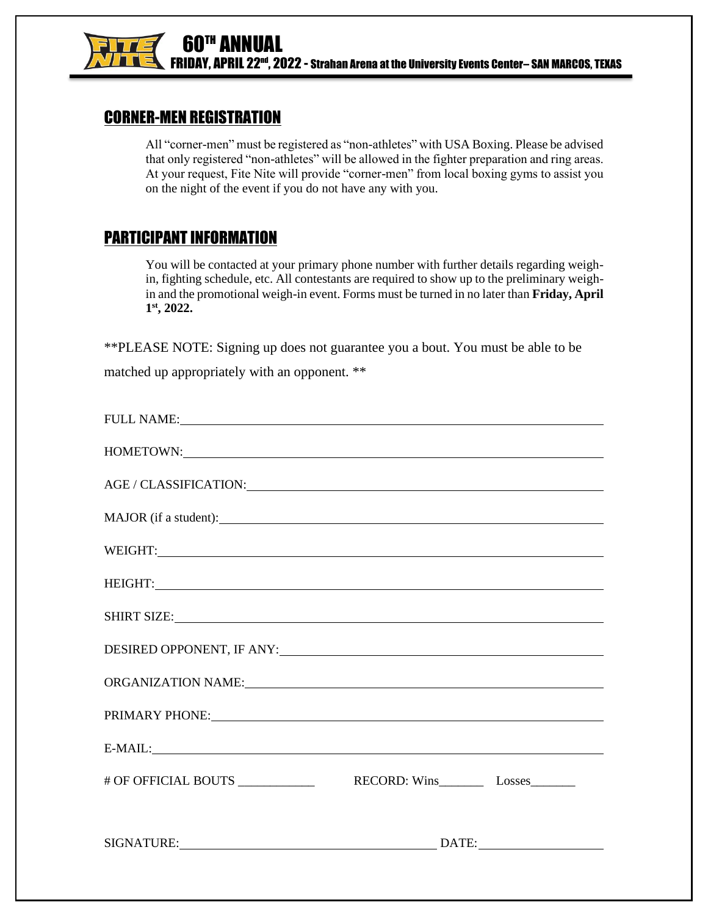# 60TH ANNUAL

**FRIDAY, APRIL 22nd, 2022 - Strahan Arena at the University Events Center– SAN MARCOS, TEXAS**

## CORNER-MEN REGISTRATION

All "corner-men" must be registered as "non-athletes" with USA Boxing. Please be advised that only registered "non-athletes" will be allowed in the fighter preparation and ring areas. At your request, Fite Nite will provide "corner-men" from local boxing gyms to assist you on the night of the event if you do not have any with you.

## PARTICIPANT INFORMATION

You will be contacted at your primary phone number with further details regarding weigh-in, fighting schedule, etc. All contestants are required to show up to the preliminary weigh-in and the promotional weigh-in event. Forms must be turned in no later than **Friday, April 1st, 2022.**

**PLEASE NOTE: Signing up does not guarantee you a bout. You must be able to be matched up appropriately with an opponent. **

FULL NAME: ____________________

HOMETOWN: ____________________

AGE / CLASSIFICATION: ____________________

MAJOR (if a student): ____________________

WEIGHT: ____________________

HEIGHT: ____________________

SHIRT SIZE: ____________________

DESIRED OPPONENT, IF ANY: ____________________

ORGANIZATION NAME: ____________________

PRIMARY PHONE: ____________________

E-MAIL: ____________________

# OF OFFICIAL BOUTS ____________ RECORD: Wins_______ Losses_______

SIGNATURE: ____________________ DATE: ____________________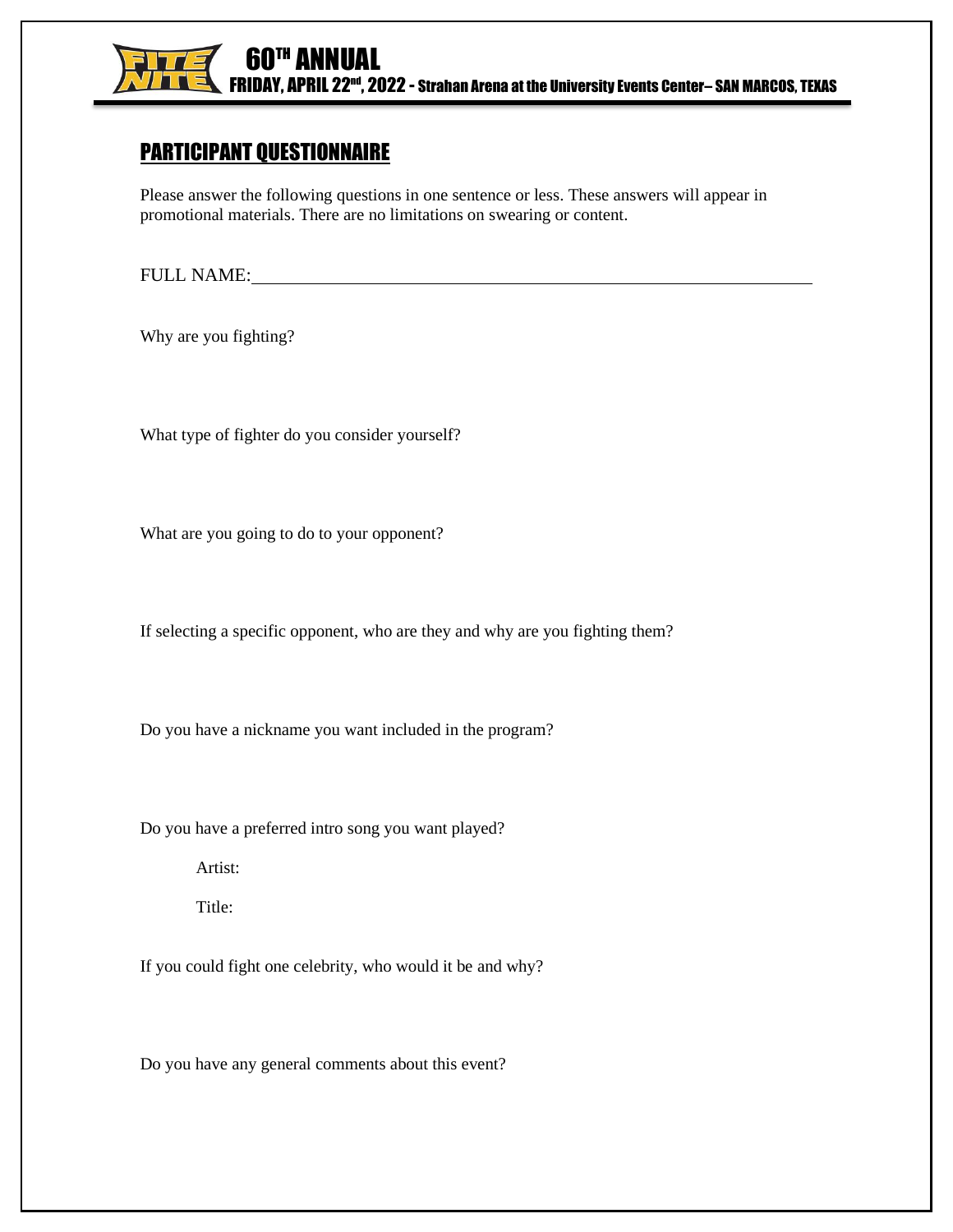60TH ANNUAL
FRIDAY, APRIL 22nd, 2022 - Strahan Arena at the University Events Center– SAN MARCOS, TEXAS

## PARTICIPANT QUESTIONNAIRE

Please answer the following questions in one sentence or less. These answers will appear in promotional materials. There are no limitations on swearing or content.

FULL NAME: ________________________________________

Why are you fighting?

What type of fighter do you consider yourself?

What are you going to do to your opponent?

If selecting a specific opponent, who are they and why are you fighting them?

Do you have a nickname you want included in the program?

Do you have a preferred intro song you want played?

Artist:

Title:

If you could fight one celebrity, who would it be and why?

Do you have any general comments about this event?